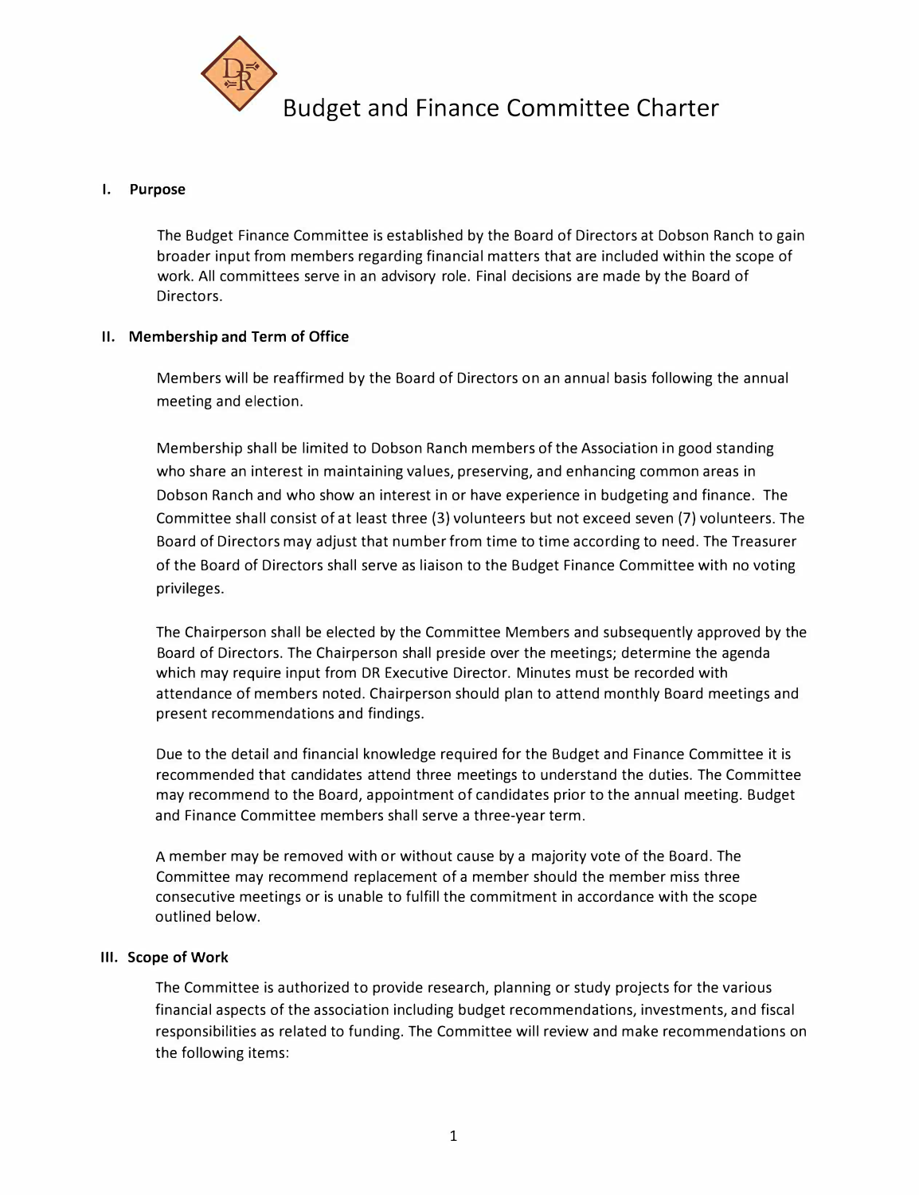# Budget and Finance Committee Charter

## I. Purpose

The Budget Finance Committee is established by the Board of Directors at Dobson Ranch to gain broader input from members regarding financial matters that are included within the scope of work. All committees serve in an advisory role. Final decisions are made by the Board of Directors.

## II. Membership and Term of Office

Members will be reaffirmed by the Board of Directors on an annual basis following the annual meeting and election.

Membership shall be limited to Dobson Ranch members of the Association in good standing who share an interest in maintaining values, preserving, and enhancing common areas in Dobson Ranch and who show an interest in or have experience in budgeting and finance. The Committee shall consist of at least three (3) volunteers but not exceed seven (7) volunteers. The Board of Directors may adjust that number from time to time according to need. The Treasurer of the Board of Directors shall serve as liaison to the Budget Finance Committee with no voting privileges.

The Chairperson shall be elected by the Committee Members and subsequently approved by the Board of Directors. The Chairperson shall preside over the meetings; determine the agenda which may require input from DR Executive Director. Minutes must be recorded with attendance of members noted. Chairperson should plan to attend monthly Board meetings and present recommendations and findings.

Due to the detail and financial knowledge required for the Budget and Finance Committee it is recommended that candidates attend three meetings to understand the duties. The Committee may recommend to the Board, appointment of candidates prior to the annual meeting. Budget and Finance Committee members shall serve a three-year term.

A member may be removed with or without cause by a majority vote of the Board. The Committee may recommend replacement of a member should the member miss three consecutive meetings or is unable to fulfill the commitment in accordance with the scope outlined below.

## III. Scope of Work

The Committee is authorized to provide research, planning or study projects for the various financial aspects of the association including budget recommendations, investments, and fiscal responsibilities as related to funding. The Committee will review and make recommendations on the following items: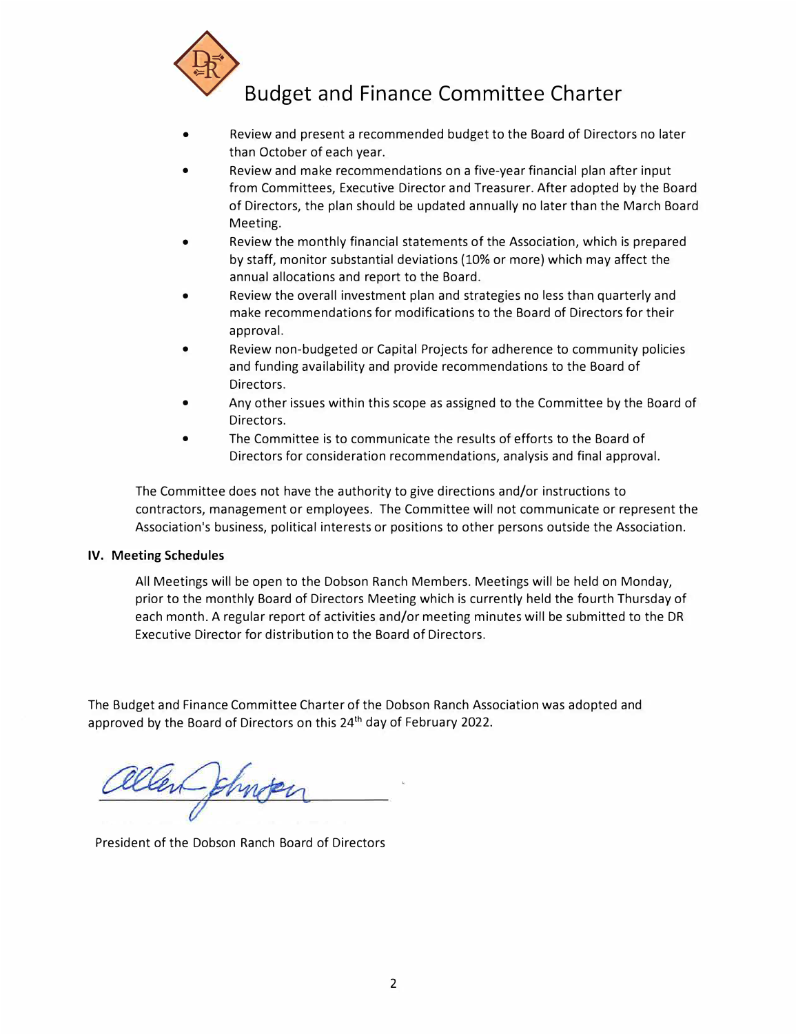# Budget and Finance Committee Charter

- Review and present a recommended budget to the Board of Directors no later than October of each year.
- Review and make recommendations on a five-year financial plan after input from Committees, Executive Director and Treasurer. After adopted by the Board of Directors, the plan should be updated annually no later than the March Board Meeting.
- Review the monthly financial statements of the Association, which is prepared by staff, monitor substantial deviations (10% or more) which may affect the annual allocations and report to the Board.
- Review the overall investment plan and strategies no less than quarterly and make recommendations for modifications to the Board of Directors for their approval.
- Review non-budgeted or Capital Projects for adherence to community policies and funding availability and provide recommendations to the Board of Directors.
- Any other issues within this scope as assigned to the Committee by the Board of Directors.
- The Committee is to communicate the results of efforts to the Board of Directors for consideration recommendations, analysis and final approval.

The Committee does not have the authority to give directions and/or instructions to contractors, management or employees. The Committee will not communicate or represent the Association's business, political interests or positions to other persons outside the Association.

**IV. Meeting Schedules**

All Meetings will be open to the Dobson Ranch Members. Meetings will be held on Monday, prior to the monthly Board of Directors Meeting which is currently held the fourth Thursday of each month. A regular report of activities and/or meeting minutes will be submitted to the DR Executive Director for distribution to the Board of Directors.

The Budget and Finance Committee Charter of the Dobson Ranch Association was adopted and approved by the Board of Directors on this 24th day of February 2022.

Allen Johnson

President of the Dobson Ranch Board of Directors